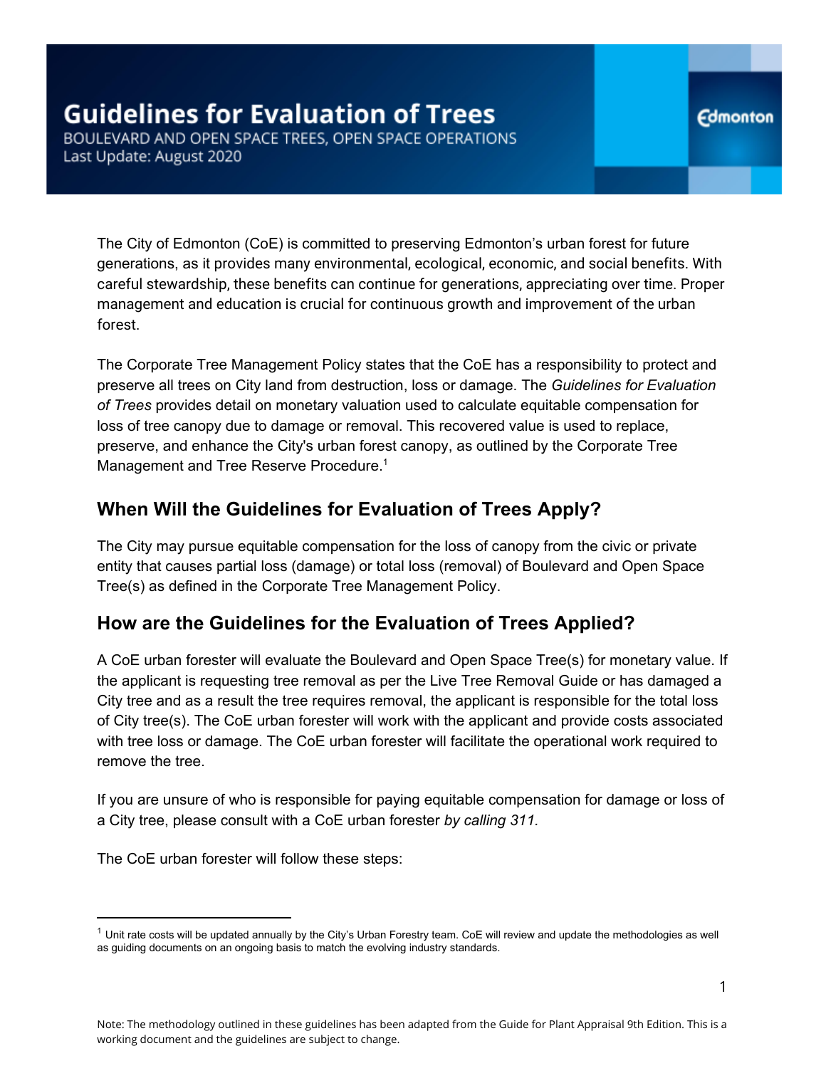# Guidelines for Evaluation of Trees

BOULEVARD AND OPEN SPACE TREES, OPEN SPACE OPERATIONS
Last Update: August 2020

The City of Edmonton (CoE) is committed to preserving Edmonton's urban forest for future generations, as it provides many environmental, ecological, economic, and social benefits. With careful stewardship, these benefits can continue for generations, appreciating over time. Proper management and education is crucial for continuous growth and improvement of the urban forest.

The Corporate Tree Management Policy states that the CoE has a responsibility to protect and preserve all trees on City land from destruction, loss or damage. The *Guidelines for Evaluation of Trees* provides detail on monetary valuation used to calculate equitable compensation for loss of tree canopy due to damage or removal. This recovered value is used to replace, preserve, and enhance the City's urban forest canopy, as outlined by the Corporate Tree Management and Tree Reserve Procedure.[1]

## When Will the Guidelines for Evaluation of Trees Apply?

The City may pursue equitable compensation for the loss of canopy from the civic or private entity that causes partial loss (damage) or total loss (removal) of Boulevard and Open Space Tree(s) as defined in the Corporate Tree Management Policy.

## How are the Guidelines for the Evaluation of Trees Applied?

A CoE urban forester will evaluate the Boulevard and Open Space Tree(s) for monetary value. If the applicant is requesting tree removal as per the Live Tree Removal Guide or has damaged a City tree and as a result the tree requires removal, the applicant is responsible for the total loss of City tree(s). The CoE urban forester will work with the applicant and provide costs associated with tree loss or damage. The CoE urban forester will facilitate the operational work required to remove the tree.

If you are unsure of who is responsible for paying equitable compensation for damage or loss of a City tree, please consult with a CoE urban forester *by calling 311.*

The CoE urban forester will follow these steps:

[1] Unit rate costs will be updated annually by the City's Urban Forestry team. CoE will review and update the methodologies as well as guiding documents on an ongoing basis to match the evolving industry standards.

Note: The methodology outlined in these guidelines has been adapted from the Guide for Plant Appraisal 9th Edition. This is a working document and the guidelines are subject to change.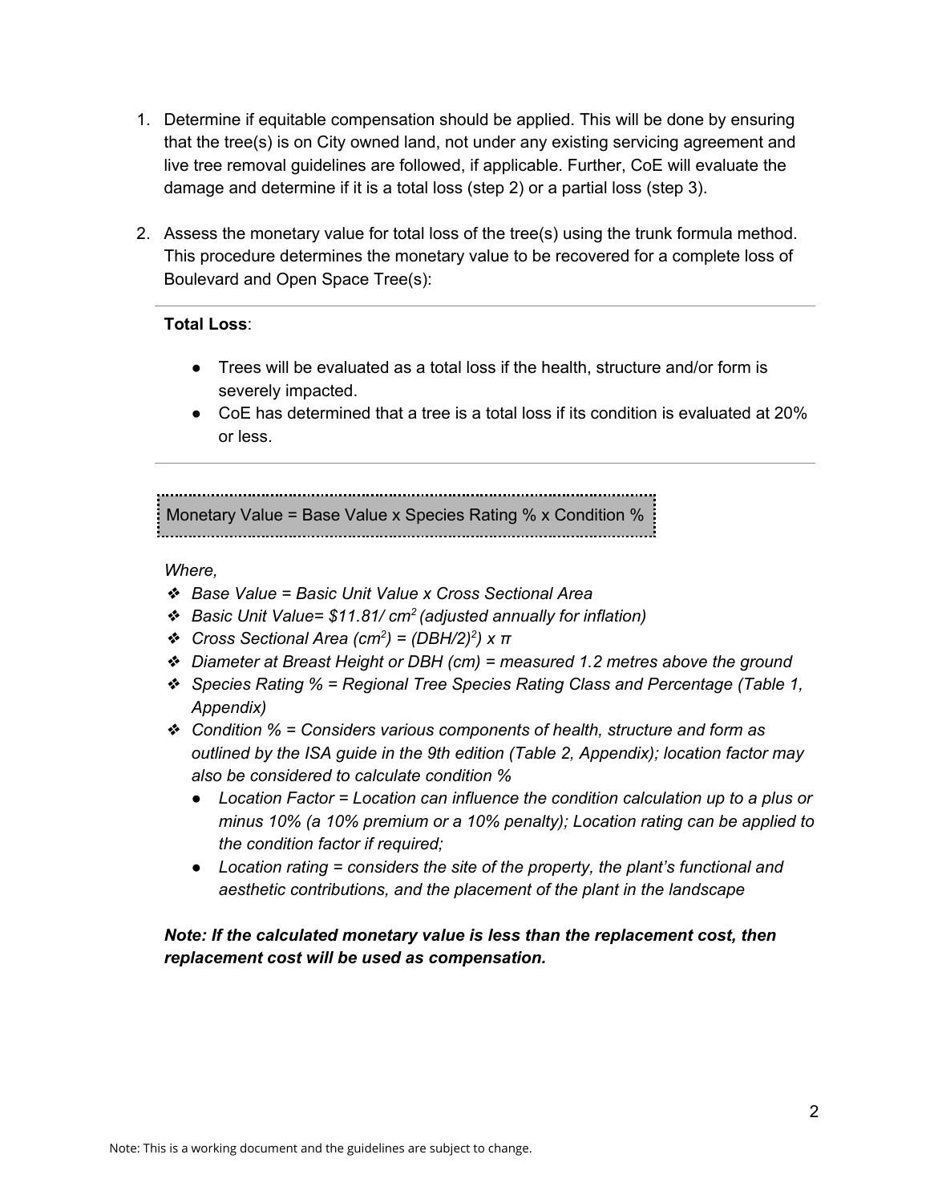1. Determine if equitable compensation should be applied. This will be done by ensuring that the tree(s) is on City owned land, not under any existing servicing agreement and live tree removal guidelines are followed, if applicable. Further, CoE will evaluate the damage and determine if it is a total loss (step 2) or a partial loss (step 3).

2. Assess the monetary value for total loss of the tree(s) using the trunk formula method. This procedure determines the monetary value to be recovered for a complete loss of Boulevard and Open Space Tree(s):

---

**Total Loss**:

- Trees will be evaluated as a total loss if the health, structure and/or form is severely impacted.
- CoE has determined that a tree is a total loss if its condition is evaluated at 20% or less.

---

Monetary Value = Base Value x Species Rating % x Condition %

*Where,*

- *Base Value = Basic Unit Value x Cross Sectional Area*
- *Basic Unit Value= \$11.81/ $cm^2$ (adjusted annually for inflation)*
- *Cross Sectional Area ($cm^2$) = $(DBH/2)^2$) x π*
- *Diameter at Breast Height or DBH (cm) = measured 1.2 metres above the ground*
- *Species Rating % = Regional Tree Species Rating Class and Percentage (Table 1, Appendix)*
- *Condition % = Considers various components of health, structure and form as outlined by the ISA guide in the 9th edition (Table 2, Appendix); location factor may also be considered to calculate condition %*
  - *Location Factor = Location can influence the condition calculation up to a plus or minus 10% (a 10% premium or a 10% penalty); Location rating can be applied to the condition factor if required;*
  - *Location rating = considers the site of the property, the plant's functional and aesthetic contributions, and the placement of the plant in the landscape*

***Note: If the calculated monetary value is less than the replacement cost, then replacement cost will be used as compensation.***

Note: This is a working document and the guidelines are subject to change.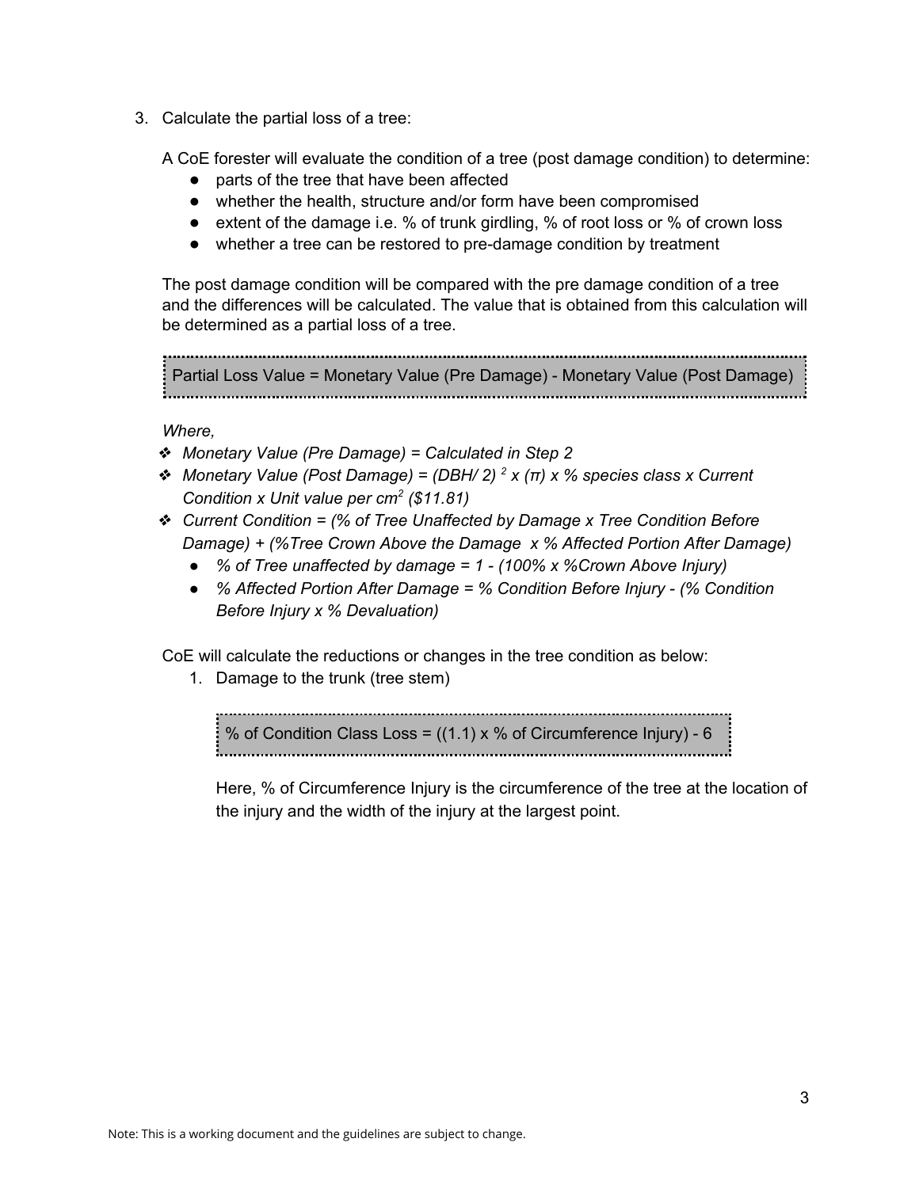3. Calculate the partial loss of a tree:

   A CoE forester will evaluate the condition of a tree (post damage condition) to determine:

   - parts of the tree that have been affected
   - whether the health, structure and/or form have been compromised
   - extent of the damage i.e. % of trunk girdling, % of root loss or % of crown loss
   - whether a tree can be restored to pre-damage condition by treatment

   The post damage condition will be compared with the pre damage condition of a tree and the differences will be calculated. The value that is obtained from this calculation will be determined as a partial loss of a tree.

   > Partial Loss Value = Monetary Value (Pre Damage) - Monetary Value (Post Damage)

   *Where,*

   - *Monetary Value (Pre Damage) = Calculated in Step 2*
   - *Monetary Value (Post Damage) = $(DBH/2)^2 \times (\pi)$ x % species class x Current Condition x Unit value per $cm^2$ ($11.81)*
   - *Current Condition = (% of Tree Unaffected by Damage x Tree Condition Before Damage) + (%Tree Crown Above the Damage x % Affected Portion After Damage)*
     - *% of Tree unaffected by damage = 1 - (100% x %Crown Above Injury)*
     - *% Affected Portion After Damage = % Condition Before Injury - (% Condition Before Injury x % Devaluation)*

   CoE will calculate the reductions or changes in the tree condition as below:

   1. Damage to the trunk (tree stem)

      > % of Condition Class Loss = ((1.1) x % of Circumference Injury) - 6

      Here, % of Circumference Injury is the circumference of the tree at the location of the injury and the width of the injury at the largest point.

Note: This is a working document and the guidelines are subject to change.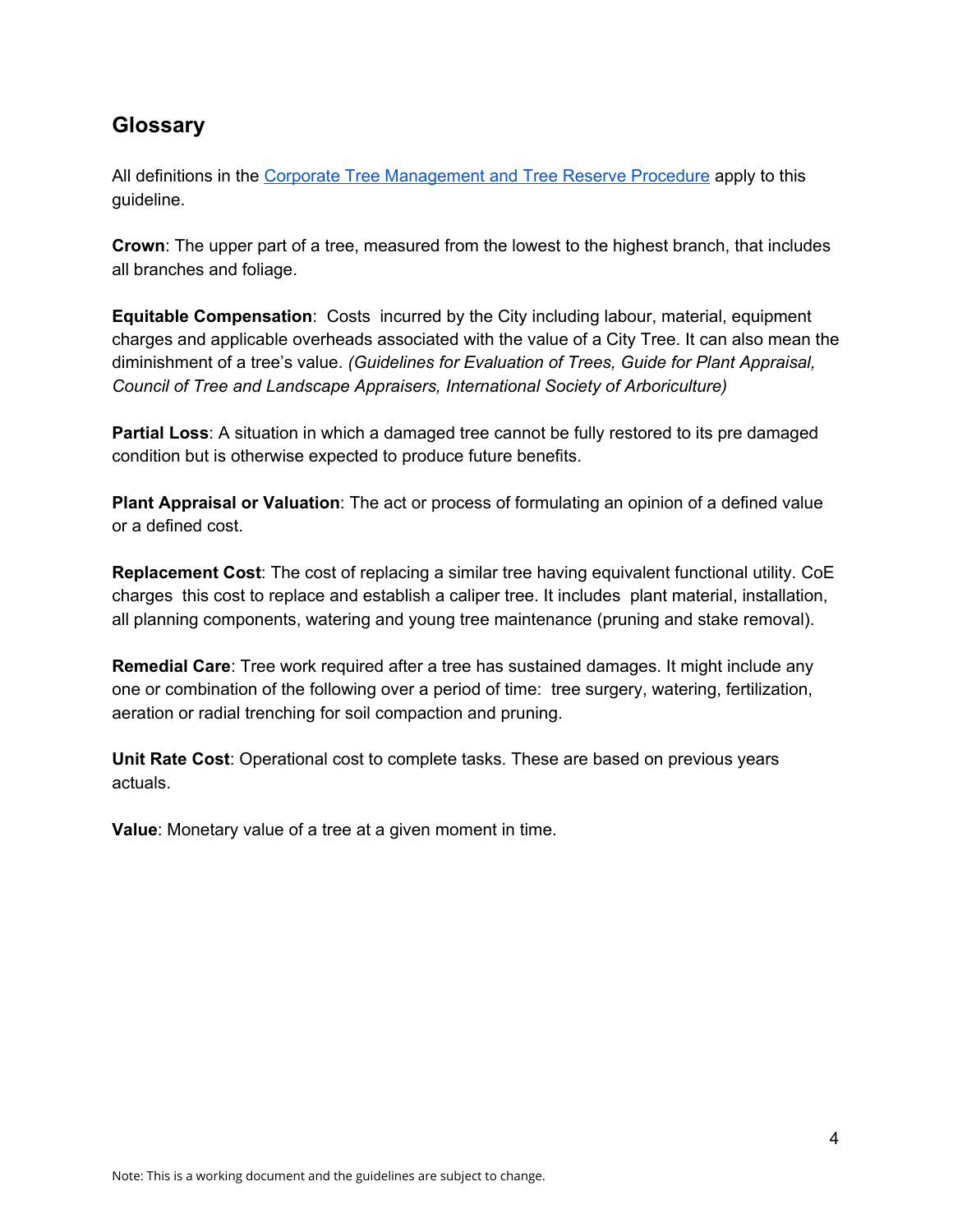## Glossary

All definitions in the [Corporate Tree Management and Tree Reserve Procedure]() apply to this guideline.

**Crown**: The upper part of a tree, measured from the lowest to the highest branch, that includes all branches and foliage.

**Equitable Compensation**: Costs incurred by the City including labour, material, equipment charges and applicable overheads associated with the value of a City Tree. It can also mean the diminishment of a tree's value. *(Guidelines for Evaluation of Trees, Guide for Plant Appraisal, Council of Tree and Landscape Appraisers, International Society of Arboriculture)*

**Partial Loss**: A situation in which a damaged tree cannot be fully restored to its pre damaged condition but is otherwise expected to produce future benefits.

**Plant Appraisal or Valuation**: The act or process of formulating an opinion of a defined value or a defined cost.

**Replacement Cost**: The cost of replacing a similar tree having equivalent functional utility. CoE charges this cost to replace and establish a caliper tree. It includes plant material, installation, all planning components, watering and young tree maintenance (pruning and stake removal).

**Remedial Care**: Tree work required after a tree has sustained damages. It might include any one or combination of the following over a period of time: tree surgery, watering, fertilization, aeration or radial trenching for soil compaction and pruning.

**Unit Rate Cost**: Operational cost to complete tasks. These are based on previous years actuals.

**Value**: Monetary value of a tree at a given moment in time.

Note: This is a working document and the guidelines are subject to change.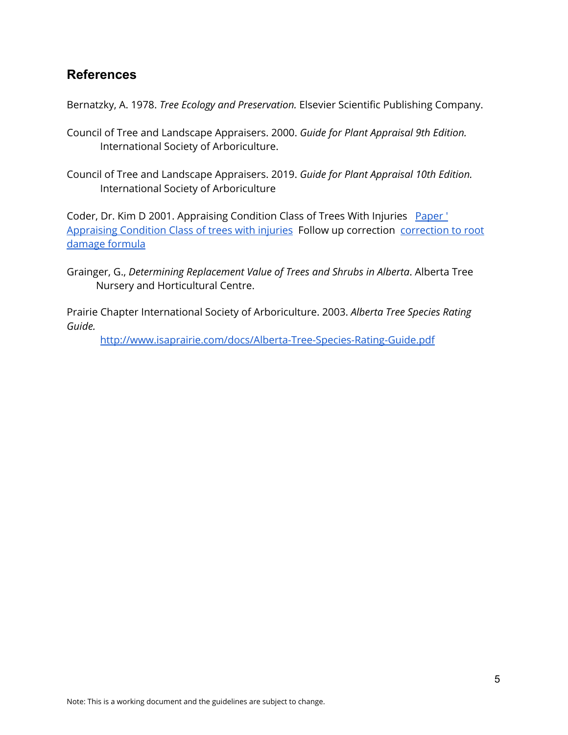## References

Bernatzky, A. 1978. *Tree Ecology and Preservation.* Elsevier Scientific Publishing Company.

Council of Tree and Landscape Appraisers. 2000. *Guide for Plant Appraisal 9th Edition.* International Society of Arboriculture.

Council of Tree and Landscape Appraisers. 2019. *Guide for Plant Appraisal 10th Edition.* International Society of Arboriculture

Coder, Dr. Kim D 2001. Appraising Condition Class of Trees With Injuries Paper ' Appraising Condition Class of trees with injuries Follow up correction correction to root damage formula

Grainger, G., *Determining Replacement Value of Trees and Shrubs in Alberta*. Alberta Tree Nursery and Horticultural Centre.

Prairie Chapter International Society of Arboriculture. 2003. *Alberta Tree Species Rating Guide.* http://www.isaprairie.com/docs/Alberta-Tree-Species-Rating-Guide.pdf

Note: This is a working document and the guidelines are subject to change.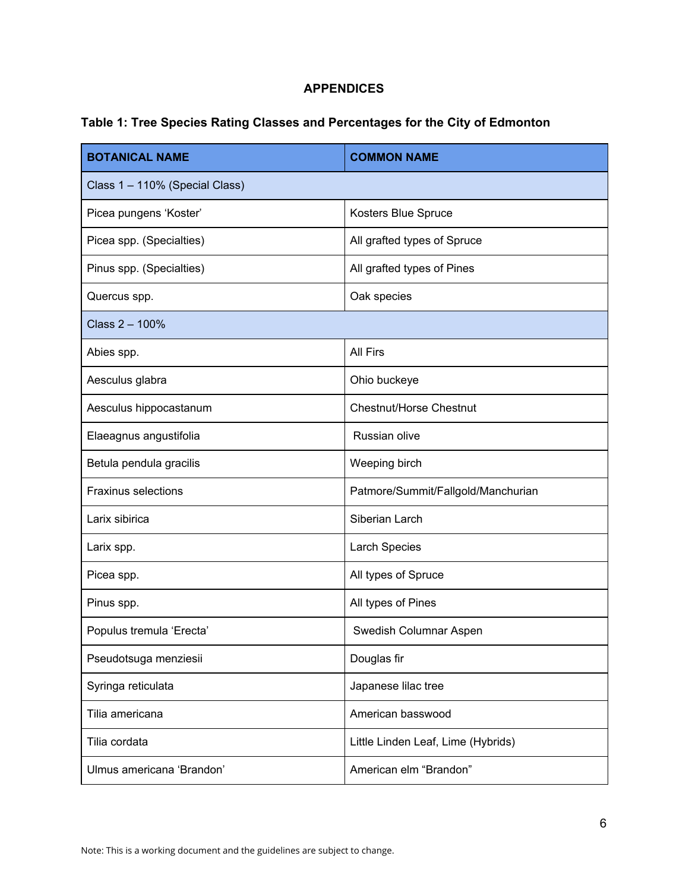# APPENDICES

### Table 1: Tree Species Rating Classes and Percentages for the City of Edmonton

| BOTANICAL NAME | COMMON NAME |
|---|---|
| Class 1 – 110% (Special Class) | |
| Picea pungens ‘Koster’ | Kosters Blue Spruce |
| Picea spp. (Specialties) | All grafted types of Spruce |
| Pinus spp. (Specialties) | All grafted types of Pines |
| Quercus spp. | Oak species |
| Class 2 – 100% | |
| Abies spp. | All Firs |
| Aesculus glabra | Ohio buckeye |
| Aesculus hippocastanum | Chestnut/Horse Chestnut |
| Elaeagnus angustifolia | Russian olive |
| Betula pendula gracilis | Weeping birch |
| Fraxinus selections | Patmore/Summit/Fallgold/Manchurian |
| Larix sibirica | Siberian Larch |
| Larix spp. | Larch Species |
| Picea spp. | All types of Spruce |
| Pinus spp. | All types of Pines |
| Populus tremula ‘Erecta’ | Swedish Columnar Aspen |
| Pseudotsuga menziesii | Douglas fir |
| Syringa reticulata | Japanese lilac tree |
| Tilia americana | American basswood |
| Tilia cordata | Little Linden Leaf, Lime (Hybrids) |
| Ulmus americana ‘Brandon’ | American elm “Brandon” |

Note: This is a working document and the guidelines are subject to change.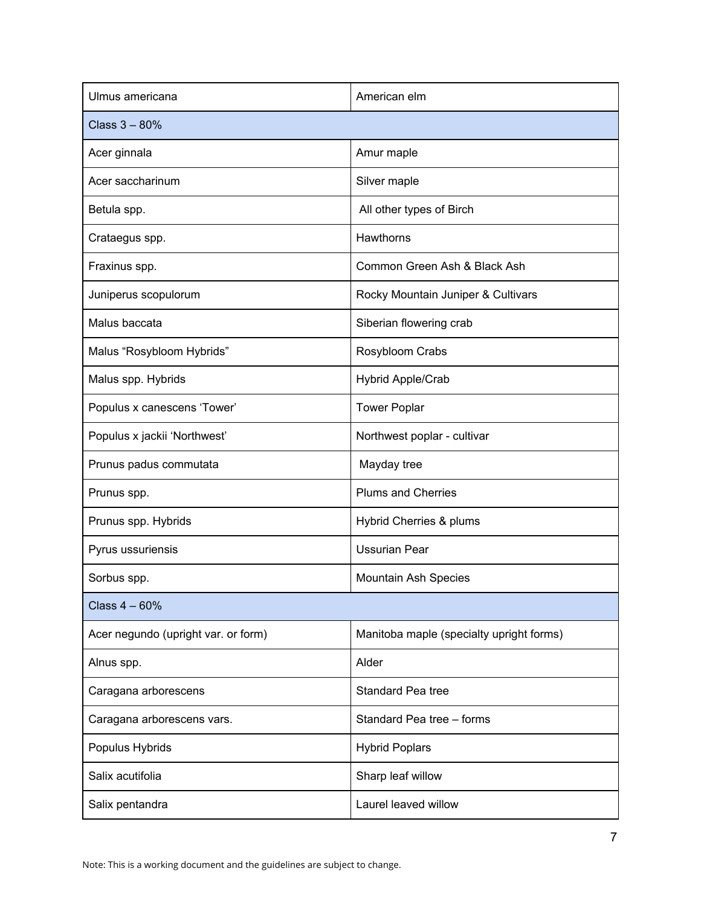| | |
|---|---|
| Ulmus americana | American elm |
| Class 3 – 80% | |
| Acer ginnala | Amur maple |
| Acer saccharinum | Silver maple |
| Betula spp. | All other types of Birch |
| Crataegus spp. | Hawthorns |
| Fraxinus spp. | Common Green Ash & Black Ash |
| Juniperus scopulorum | Rocky Mountain Juniper & Cultivars |
| Malus baccata | Siberian flowering crab |
| Malus “Rosybloom Hybrids” | Rosybloom Crabs |
| Malus spp. Hybrids | Hybrid Apple/Crab |
| Populus x canescens ‘Tower’ | Tower Poplar |
| Populus x jackii ‘Northwest’ | Northwest poplar - cultivar |
| Prunus padus commutata | Mayday tree |
| Prunus spp. | Plums and Cherries |
| Prunus spp. Hybrids | Hybrid Cherries & plums |
| Pyrus ussuriensis | Ussurian Pear |
| Sorbus spp. | Mountain Ash Species |
| Class 4 – 60% | |
| Acer negundo (upright var. or form) | Manitoba maple (specialty upright forms) |
| Alnus spp. | Alder |
| Caragana arborescens | Standard Pea tree |
| Caragana arborescens vars. | Standard Pea tree – forms |
| Populus Hybrids | Hybrid Poplars |
| Salix acutifolia | Sharp leaf willow |
| Salix pentandra | Laurel leaved willow |

Note: This is a working document and the guidelines are subject to change.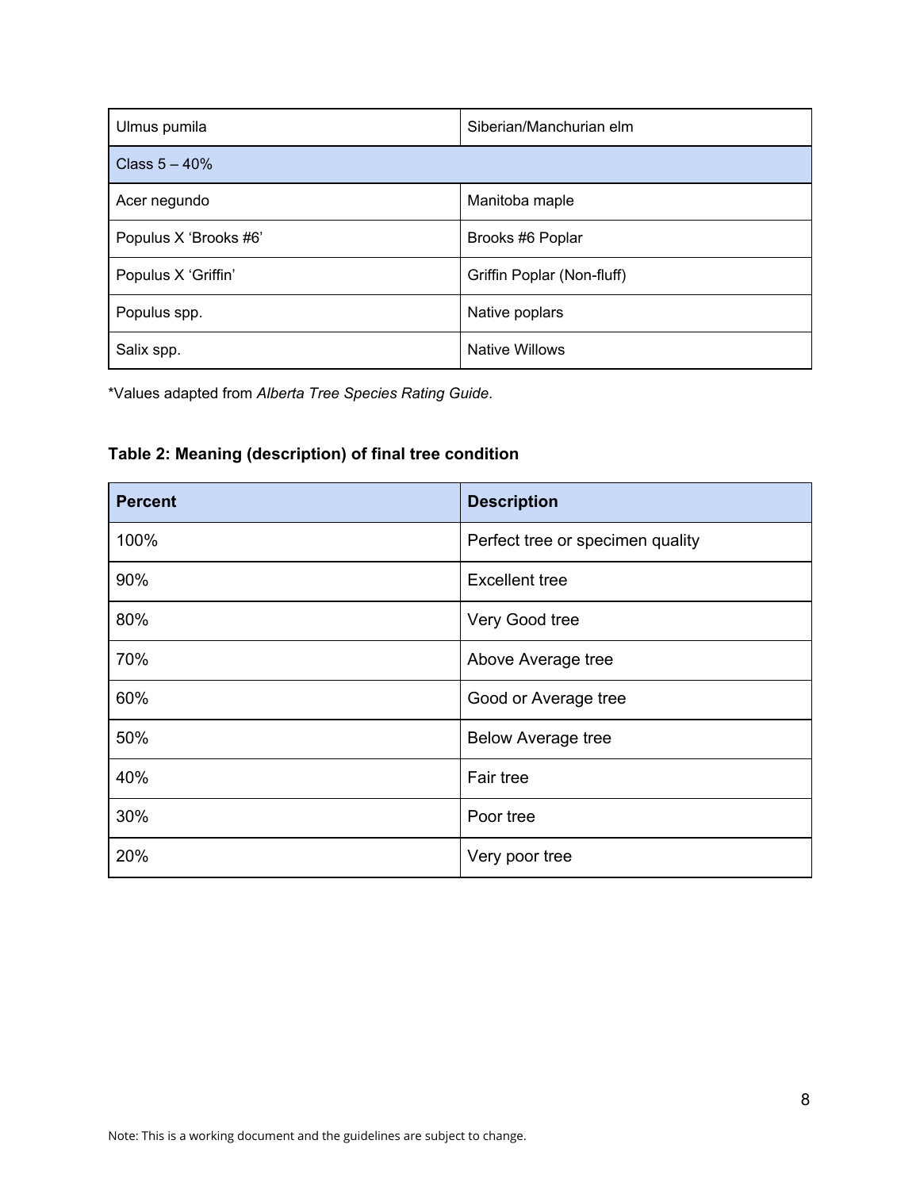| | |
|---|---|
| Ulmus pumila | Siberian/Manchurian elm |
| Class 5 – 40% | |
| Acer negundo | Manitoba maple |
| Populus X ‘Brooks #6’ | Brooks #6 Poplar |
| Populus X ‘Griffin’ | Griffin Poplar (Non-fluff) |
| Populus spp. | Native poplars |
| Salix spp. | Native Willows |

*Values adapted from *Alberta Tree Species Rating Guide*.

**Table 2: Meaning (description) of final tree condition**

| Percent | Description |
|---|---|
| 100% | Perfect tree or specimen quality |
| 90% | Excellent tree |
| 80% | Very Good tree |
| 70% | Above Average tree |
| 60% | Good or Average tree |
| 50% | Below Average tree |
| 40% | Fair tree |
| 30% | Poor tree |
| 20% | Very poor tree |

Note: This is a working document and the guidelines are subject to change.